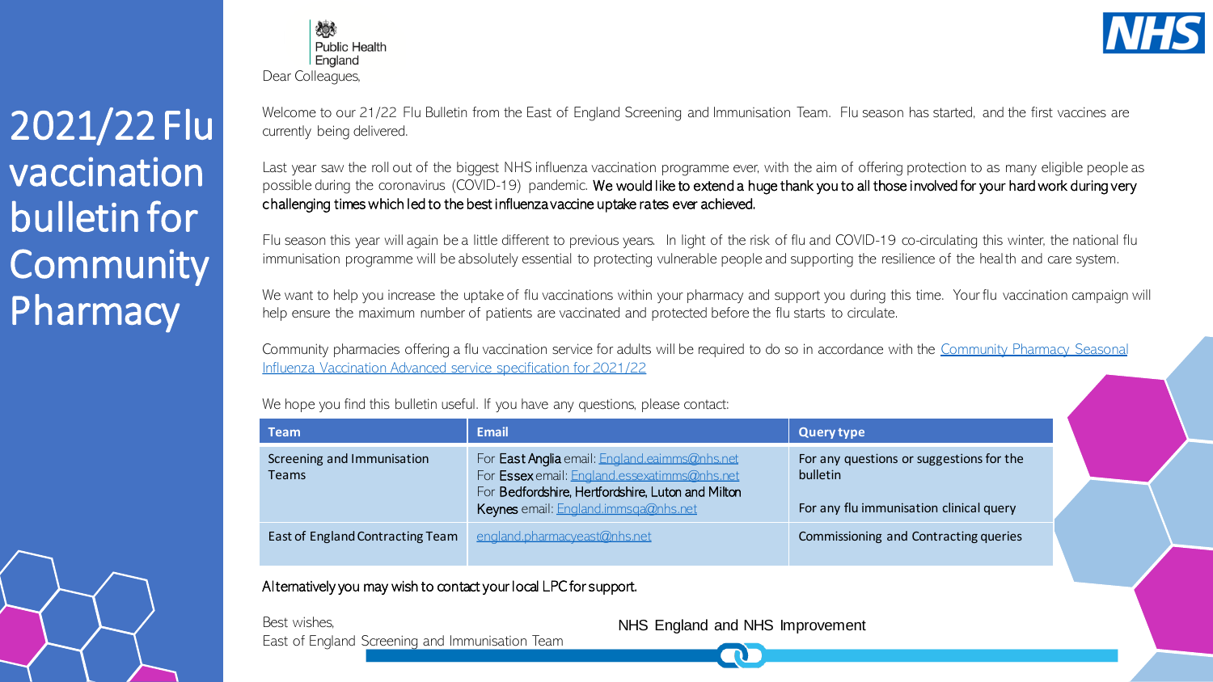# 2021/22 Flu vaccination bulletin for Community Pharmacy

Public Health England

Dear Colleagues,

Welcome to our 21/22 Flu Bulletin from the East of England Screening and Immunisation Team. Flu season has started, and the first vaccines are currently being delivered.

Last year saw the roll out of the biggest NHS influenza vaccination programme ever, with the aim of offering protection to as many eligible people as possible during the coronavirus (COVID-19) pandemic. **We would like to extend a huge thank you to all those involved for your hard work during very challenging times which led to the best influenza vaccine uptake rates ever achieved.**

Flu season this year will again be a little different to previous years. In light of the risk of flu and COVID-19 co-circulating this winter, the national flu immunisation programme will be absolutely essential to protecting vulnerable people and supporting the resilience of the health and care system.

We want to help you increase the uptake of flu vaccinations within your pharmacy and support you during this time. Your flu vaccination campaign will help ensure the maximum number of patients are vaccinated and protected before the flu starts to circulate.

Community pharmacies offering a flu vaccination service for adults will be required to do so in accordance with the [Community Pharmacy Seasonal Influenza Vaccination Advanced service specification for 2021/22]

We hope you find this bulletin useful. If you have any questions, please contact:

| Team | Email | Query type |
| --- | --- | --- |
| Screening and Immunisation Teams | For **East Anglia** email: England.eaimms@nhs.net<br>For **Essex** email: England.essexatimms@nhs.net<br>For **Bedfordshire, Hertfordshire, Luton and Milton Keynes** email: England.immsqa@nhs.net | For any questions or suggestions for the bulletin<br><br>For any flu immunisation clinical query |
| East of England Contracting Team | england.pharmacyeast@nhs.net | Commissioning and Contracting queries |

**Alternatively you may wish to contact your local LPC for support.**

Best wishes,
East of England Screening and Immunisation Team

NHS England and NHS Improvement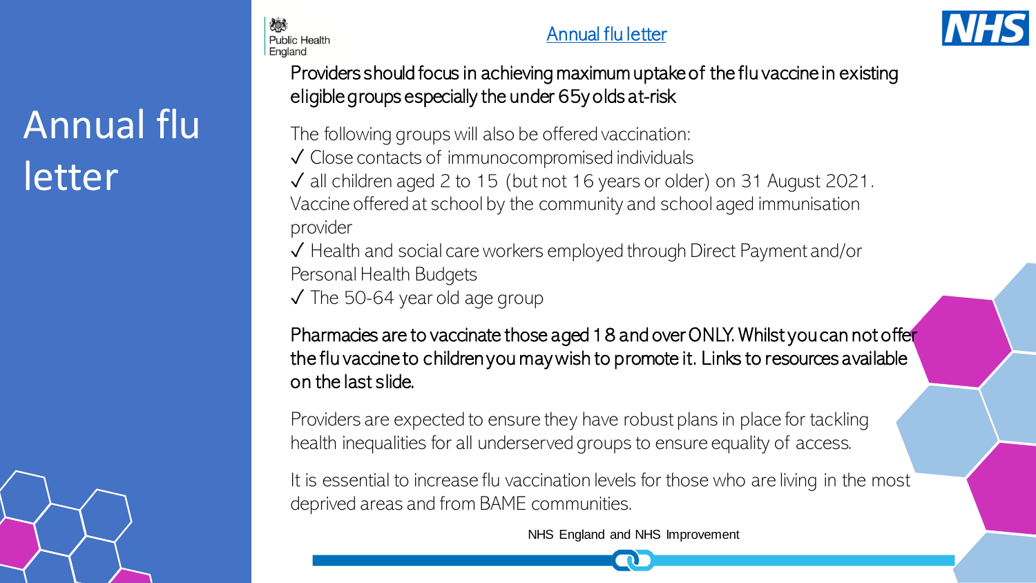# Annual flu letter

Public Health England

Annual flu letter

**Providers should focus in achieving maximum uptake of the flu vaccine in existing eligible groups especially the under 65y olds at-risk**

The following groups will also be offered vaccination:

✓ Close contacts of immunocompromised individuals

✓ all children aged 2 to 15 (but not 16 years or older) on 31 August 2021. Vaccine offered at school by the community and school aged immunisation provider

✓ Health and social care workers employed through Direct Payment and/or Personal Health Budgets

✓ The 50-64 year old age group

**Pharmacies are to vaccinate those aged 18 and over ONLY. Whilst you can not offer the flu vaccine to children you may wish to promote it. Links to resources available on the last slide.**

Providers are expected to ensure they have robust plans in place for tackling health inequalities for all underserved groups to ensure equality of access.

It is essential to increase flu vaccination levels for those who are living in the most deprived areas and from BAME communities.

NHS England and NHS Improvement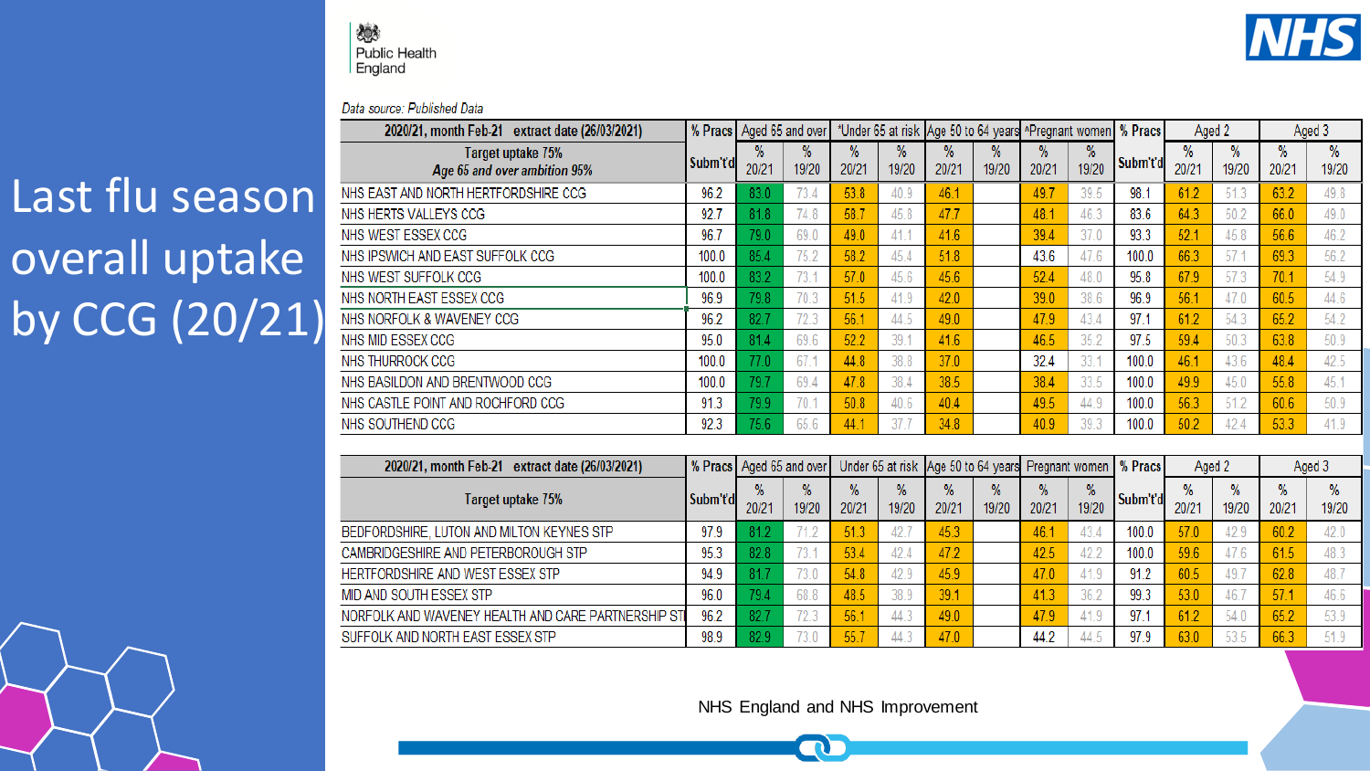# Last flu season overall uptake by CCG (20/21)

Public Health England

NHS

*Data source: Published Data*

| 2020/21, month Feb-21 extract date (26/03/2021) | % Pracs | Aged 65 and over | | *Under 65 at risk | | Age 50 to 64 years | | ^Pregnant women | | % Pracs | Aged 2 | | Aged 3 | |
|---|---|---|---|---|---|---|---|---|---|---|---|---|---|---|
| Target uptake 75% *Age 65 and over ambition 95%* | Subm't'd | % 20/21 | % 19/20 | % 20/21 | % 19/20 | % 20/21 | % 19/20 | % 20/21 | % 19/20 | Subm't'd | % 20/21 | % 19/20 | % 20/21 | % 19/20 |
| NHS EAST AND NORTH HERTFORDSHIRE CCG | 96.2 | 83.0 | 73.4 | 53.8 | 40.9 | 46.1 | | 49.7 | 39.5 | 98.1 | 61.2 | 51.3 | 63.2 | 49.8 |
| NHS HERTS VALLEYS CCG | 92.7 | 81.8 | 74.8 | 58.7 | 45.8 | 47.7 | | 48.1 | 46.3 | 83.6 | 64.3 | 50.2 | 66.0 | 49.0 |
| NHS WEST ESSEX CCG | 96.7 | 79.0 | 69.0 | 49.0 | 41.1 | 41.6 | | 39.4 | 37.0 | 93.3 | 52.1 | 45.8 | 56.6 | 46.2 |
| NHS IPSWICH AND EAST SUFFOLK CCG | 100.0 | 85.4 | 75.2 | 58.2 | 45.4 | 51.8 | | 43.6 | 47.6 | 100.0 | 66.3 | 57.1 | 69.3 | 56.2 |
| NHS WEST SUFFOLK CCG | 100.0 | 83.2 | 73.1 | 57.0 | 45.6 | 45.6 | | 52.4 | 48.0 | 95.8 | 67.9 | 57.3 | 70.1 | 54.9 |
| NHS NORTH EAST ESSEX CCG | 96.9 | 79.8 | 70.3 | 51.5 | 41.9 | 42.0 | | 39.0 | 38.6 | 96.9 | 56.1 | 47.0 | 60.5 | 44.6 |
| NHS NORFOLK & WAVENEY CCG | 96.2 | 82.7 | 72.3 | 56.1 | 44.5 | 49.0 | | 47.9 | 43.4 | 97.1 | 61.2 | 54.3 | 65.2 | 54.2 |
| NHS MID ESSEX CCG | 95.0 | 81.4 | 69.6 | 52.2 | 39.1 | 41.6 | | 46.5 | 35.2 | 97.5 | 59.4 | 50.3 | 63.8 | 50.9 |
| NHS THURROCK CCG | 100.0 | 77.0 | 67.1 | 44.8 | 38.8 | 37.0 | | 32.4 | 33.1 | 100.0 | 46.1 | 43.6 | 48.4 | 42.5 |
| NHS BASILDON AND BRENTWOOD CCG | 100.0 | 79.7 | 69.4 | 47.8 | 38.4 | 38.5 | | 38.4 | 33.5 | 100.0 | 49.9 | 45.0 | 55.8 | 45.1 |
| NHS CASTLE POINT AND ROCHFORD CCG | 91.3 | 79.9 | 70.1 | 50.8 | 40.6 | 40.4 | | 49.5 | 44.9 | 100.0 | 56.3 | 51.2 | 60.6 | 50.9 |
| NHS SOUTHEND CCG | 92.3 | 75.6 | 65.6 | 44.1 | 37.7 | 34.8 | | 40.9 | 39.3 | 100.0 | 50.2 | 42.4 | 53.3 | 41.9 |

| 2020/21, month Feb-21 extract date (26/03/2021) | % Pracs | Aged 65 and over | | Under 65 at risk | | Age 50 to 64 years | | Pregnant women | | % Pracs | Aged 2 | | Aged 3 | |
|---|---|---|---|---|---|---|---|---|---|---|---|---|---|---|
| Target uptake 75% | Subm't'd | % 20/21 | % 19/20 | % 20/21 | % 19/20 | % 20/21 | % 19/20 | % 20/21 | % 19/20 | Subm't'd | % 20/21 | % 19/20 | % 20/21 | % 19/20 |
| BEDFORDSHIRE, LUTON AND MILTON KEYNES STP | 97.9 | 81.2 | 71.2 | 51.3 | 42.7 | 45.3 | | 46.1 | 43.4 | 100.0 | 57.0 | 42.9 | 60.2 | 42.0 |
| CAMBRIDGESHIRE AND PETERBOROUGH STP | 95.3 | 82.8 | 73.1 | 53.4 | 42.4 | 47.2 | | 42.5 | 42.2 | 100.0 | 59.6 | 47.6 | 61.5 | 48.3 |
| HERTFORDSHIRE AND WEST ESSEX STP | 94.9 | 81.7 | 73.0 | 54.8 | 42.9 | 45.9 | | 47.0 | 41.9 | 91.2 | 60.5 | 49.7 | 62.8 | 48.7 |
| MID AND SOUTH ESSEX STP | 96.0 | 79.4 | 68.8 | 48.5 | 38.9 | 39.1 | | 41.3 | 36.2 | 99.3 | 53.0 | 46.7 | 57.1 | 46.6 |
| NORFOLK AND WAVENEY HEALTH AND CARE PARTNERSHIP STP | 96.2 | 82.7 | 72.3 | 56.1 | 44.3 | 49.0 | | 47.9 | 41.9 | 97.1 | 61.2 | 54.0 | 65.2 | 53.9 |
| SUFFOLK AND NORTH EAST ESSEX STP | 98.9 | 82.9 | 73.0 | 55.7 | 44.3 | 47.0 | | 44.2 | 44.5 | 97.9 | 63.0 | 53.5 | 66.3 | 51.9 |

NHS England and NHS Improvement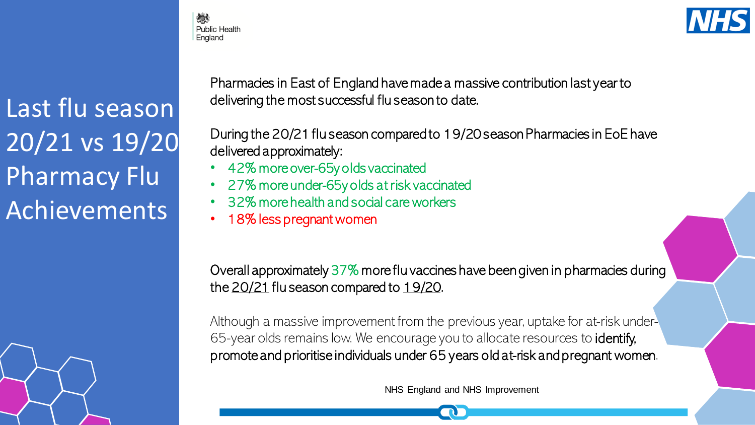# Last flu season 20/21 vs 19/20 Pharmacy Flu Achievements

Public Health England

NHS

Pharmacies in East of England have made a massive contribution last year to delivering the most successful flu season to date.

During the 20/21 flu season compared to 19/20 season Pharmacies in EoE have delivered approximately:

- 42% more over-65y olds vaccinated
- 27% more under-65y olds at risk vaccinated
- 32% more health and social care workers
- 18% less pregnant women

Overall approximately 37% more flu vaccines have been given in pharmacies during the 20/21 flu season compared to 19/20.

Although a massive improvement from the previous year, uptake for at-risk under-65-year olds remains low. We encourage you to allocate resources to **identify, promote and prioritise individuals under 65 years old at-risk and pregnant women**.

NHS England and NHS Improvement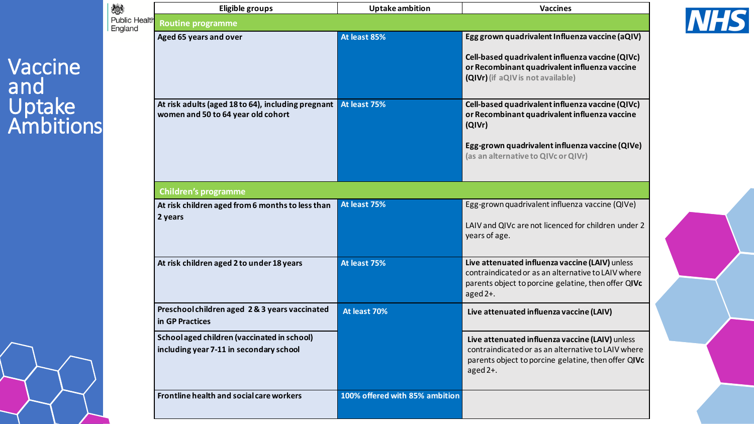# Vaccine and Uptake Ambitions

| Eligible groups | Uptake ambition | Vaccines |
|---|---|---|
| **Routine programme** | | |
| **Aged 65 years and over** | **At least 85%** | **Egg grown quadrivalent Influenza vaccine (aQIV)**<br><br>**Cell-based quadrivalent influenza vaccine (QIVc) or Recombinant quadrivalent influenza vaccine (QIVr)** (if aQIV is not available) |
| **At risk adults (aged 18 to 64), including pregnant women and 50 to 64 year old cohort** | **At least 75%** | **Cell-based quadrivalent influenza vaccine (QIVc) or Recombinant quadrivalent influenza vaccine (QIVr)**<br><br>**Egg-grown quadrivalent influenza vaccine (QIVe)** (as an alternative to QIVc or QIVr) |
| **Children's programme** | | |
| **At risk children aged from 6 months to less than 2 years** | **At least 75%** | Egg-grown quadrivalent influenza vaccine (QIVe)<br><br>LAIV and QIVc are not licenced for children under 2 years of age. |
| **At risk children aged 2 to under 18 years** | **At least 75%** | **Live attenuated influenza vaccine (LAIV)** unless contraindicated or as an alternative to LAIV where parents object to porcine gelatine, then offer Q**IVc** aged 2+. |
| **Preschool children aged 2 & 3 years vaccinated in GP Practices** | **At least 70%** | **Live attenuated influenza vaccine (LAIV)** |
| **School aged children (vaccinated in school) including year 7-11 in secondary school** | | **Live attenuated influenza vaccine (LAIV)** unless contraindicated or as an alternative to LAIV where parents object to porcine gelatine, then offer Q**IVc** aged 2+. |
| **Frontline health and social care workers** | **100% offered with 85% ambition** | |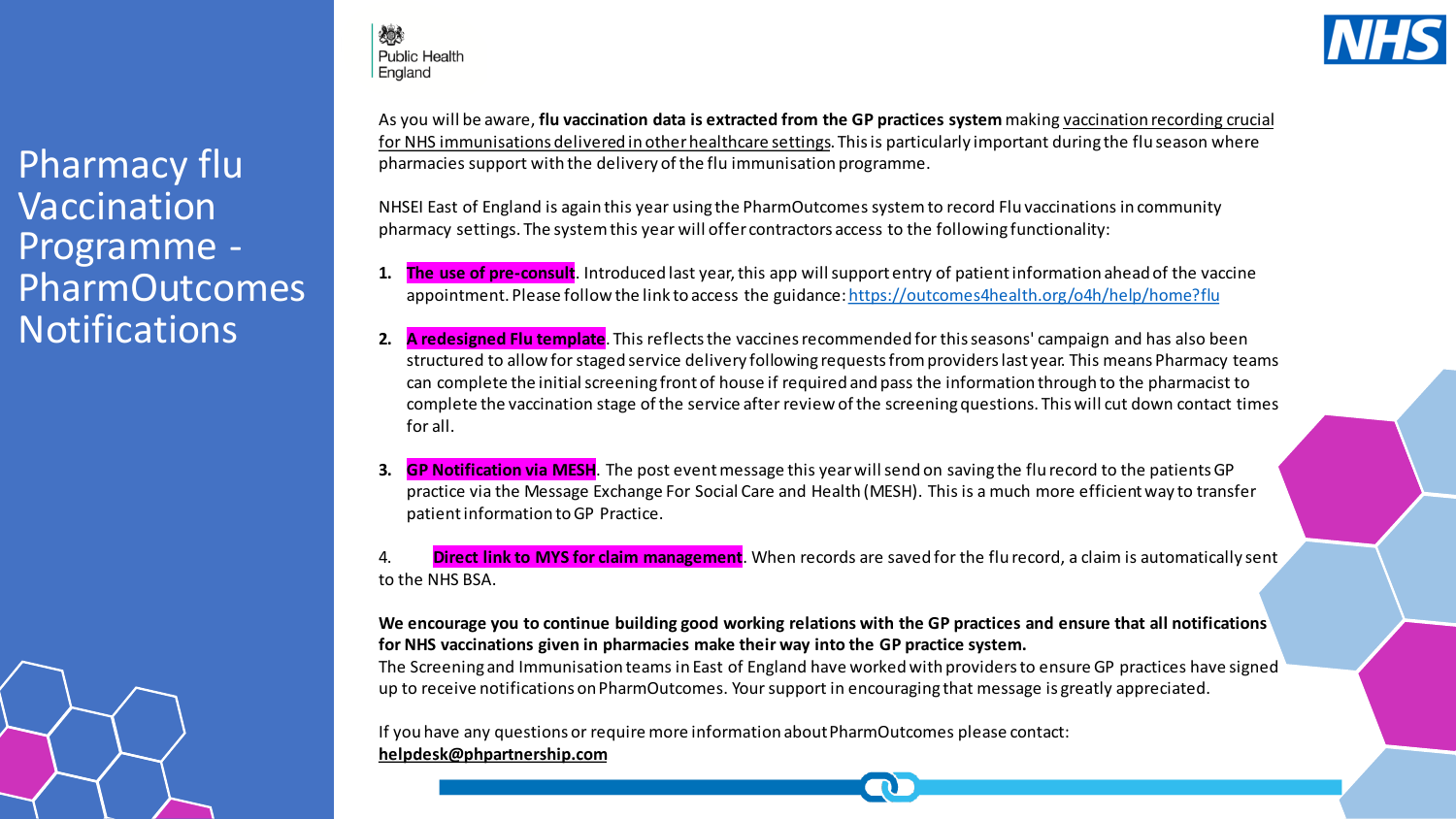# Pharmacy flu Vaccination Programme - PharmOutcomes Notifications

Public Health England

As you will be aware, **flu vaccination data is extracted from the GP practices system** making vaccination recording crucial for NHS immunisations delivered in other healthcare settings. This is particularly important during the flu season where pharmacies support with the delivery of the flu immunisation programme.

NHSEI East of England is again this year using the PharmOutcomes system to record Flu vaccinations in community pharmacy settings. The system this year will offer contractors access to the following functionality:

1. **The use of pre-consult**. Introduced last year, this app will support entry of patient information ahead of the vaccine appointment. Please follow the link to access the guidance: https://outcomes4health.org/o4h/help/home?flu
2. **A redesigned Flu template**. This reflects the vaccines recommended for this seasons' campaign and has also been structured to allow for staged service delivery following requests from providers last year. This means Pharmacy teams can complete the initial screening front of house if required and pass the information through to the pharmacist to complete the vaccination stage of the service after review of the screening questions. This will cut down contact times for all.
3. **GP Notification via MESH**. The post event message this year will send on saving the flu record to the patients GP practice via the Message Exchange For Social Care and Health (MESH). This is a much more efficient way to transfer patient information to GP Practice.
4. **Direct link to MYS for claim management**. When records are saved for the flu record, a claim is automatically sent to the NHS BSA.

**We encourage you to continue building good working relations with the GP practices and ensure that all notifications for NHS vaccinations given in pharmacies make their way into the GP practice system.**
The Screening and Immunisation teams in East of England have worked with providers to ensure GP practices have signed up to receive notifications on PharmOutcomes. Your support in encouraging that message is greatly appreciated.

If you have any questions or require more information about PharmOutcomes please contact:
**helpdesk@phpartnership.com**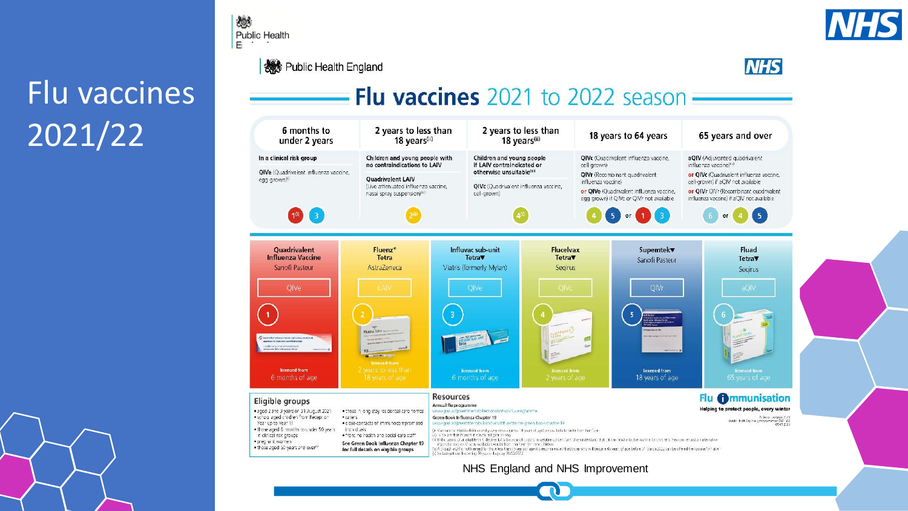# Flu vaccines 2021/22

Public Health England

## Flu vaccines 2021 to 2022 season

| 6 months to under 2 years | 2 years to less than 18 years[i] | 2 years to less than 18 years[ii] | 18 years to 64 years | 65 years and over |
|---|---|---|---|---|
| **In a clinical risk group** QIVe (Quadrivalent influenza vaccine, egg grown)[iii] | **Children and young people with no contraindications to LAIV** Quadrivalent LAIV (Live attenuated influenza vaccine, nasal spray suspension)[iv] | **Children and young people if LAIV contraindicated or otherwise unsuitable**[iii] QIVc (Quadrivalent influenza vaccine, cell-grown) | QIVc (Quadrivalent influenza vaccine, cell-grown) QIVr (Recombinant quadrivalent influenza vaccine) or QIVe (Quadrivalent influenza vaccine, egg grown) if QIVc or QIVr not available | aQIV (Adjuvanted quadrivalent influenza vaccine)[v] or QIVc (Quadrivalent influenza vaccine, cell-grown) if aQIV not available or QIVr QIVr (Recombinant quadrivalent influenza vaccine) if aQIV not available |
| 1[i] 3 | 2[ii] | 4[ii] | 4 5 or 1 3 | 6 or 4 5 |

| Quadrivalent Influenza Vaccine | Fluenz® Tetra | Influvac sub-unit Tetra▼ | Flucelvax Tetra▼ | Supemtek▼ | Fluad Tetra▼ |
|---|---|---|---|---|---|
| Sanofi Pasteur | AstraZeneca | Viatris (formerly Mylan) | Seqirus | Sanofi Pasteur | Seqirus |
| QIVe | LAIV | QIVe | QIVc | QIVr | aQIV |
| 1 | 2 | 3 | 4 | 5 | 6 |
| licensed from 6 months of age | licensed from 2 years to less than 18 years of age | licensed from 6 months of age | licensed from 2 years of age | licensed from 18 years of age | licensed from 65 years of age |

### Eligible groups

- aged 2 and 3 years on 31 August 2021
- school aged children from Reception Year up to Year 11
- those aged 6 months to under 50 years in clinical risk groups
- pregnant women
- those aged 50 years and over[v]
- those in long-stay residential care homes
- carers
- close contacts of immunocompromised individuals
- frontline health and social care staff

**See Green Book Influenza Chapter 19 for full details on eligible groups**

### Resources

Annual flu programme
www.gov.uk/government/collections/annual-flu-programme

Green Book Influenza Chapter 19
www.gov.uk/government/publications/influenza-the-green-book-chapter-19

Flu immunisation — Helping to protect people, every winter

NHS England and NHS Improvement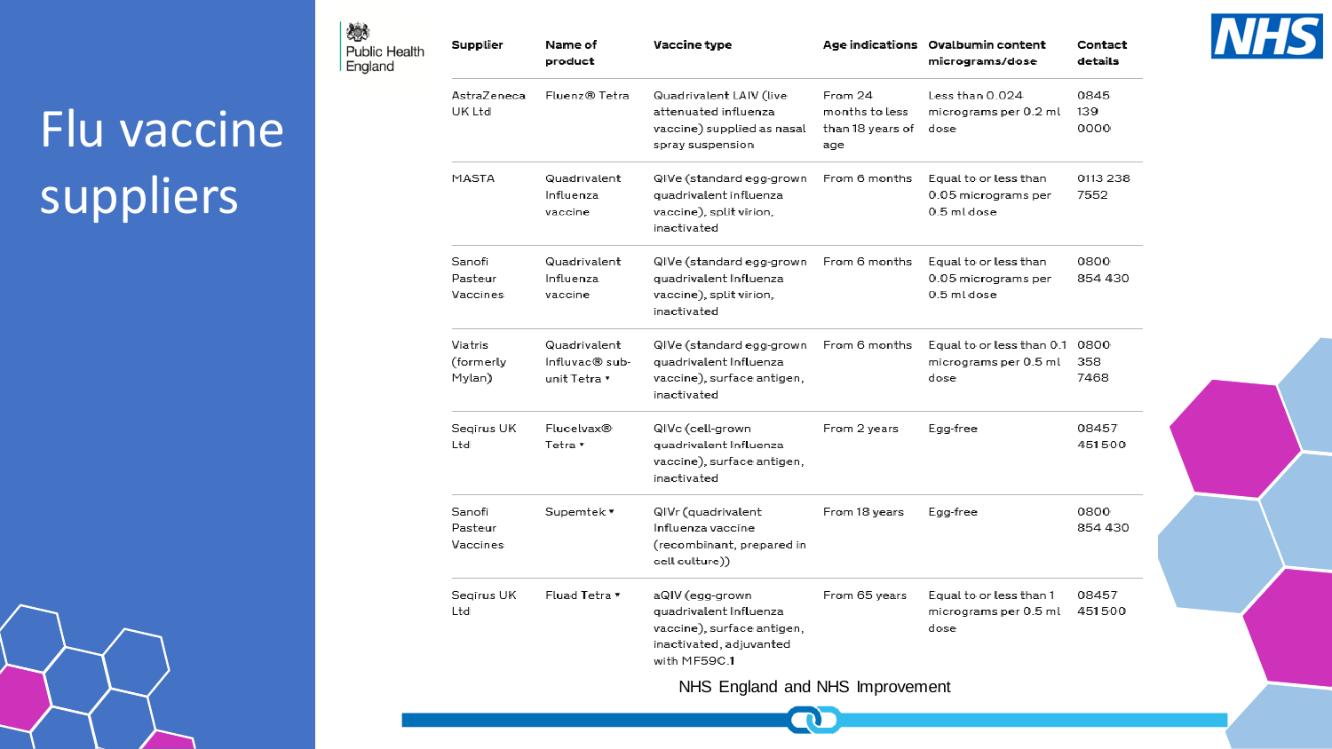# Flu vaccine suppliers

| Supplier | Name of product | Vaccine type | Age indications | Ovalbumin content micrograms/dose | Contact details |
|---|---|---|---|---|---|
| AstraZeneca UK Ltd | Fluenz® Tetra | Quadrivalent LAIV (live attenuated influenza vaccine) supplied as nasal spray suspension | From 24 months to less than 18 years of age | Less than 0.024 micrograms per 0.2 ml dose | 0845 139 0000 |
| MASTA | Quadrivalent Influenza vaccine | QIVe (standard egg-grown quadrivalent influenza vaccine), split virion, inactivated | From 6 months | Equal to or less than 0.05 micrograms per 0.5 ml dose | 0113 238 7552 |
| Sanofi Pasteur Vaccines | Quadrivalent Influenza vaccine | QIVe (standard egg-grown quadrivalent Influenza vaccine), split virion, inactivated | From 6 months | Equal to or less than 0.05 micrograms per 0.5 ml dose | 0800 854 430 |
| Viatris (formerly Mylan) | Quadrivalent Influvac® sub-unit Tetra ▼ | QIVe (standard egg-grown quadrivalent Influenza vaccine), surface antigen, inactivated | From 6 months | Equal to or less than 0.1 micrograms per 0.5 ml dose | 0800 358 7468 |
| Seqirus UK Ltd | Flucelvax® Tetra ▼ | QIVc (cell-grown quadrivalent Influenza vaccine), surface antigen, inactivated | From 2 years | Egg-free | 08457 451 500 |
| Sanofi Pasteur Vaccines | Supemtek ▼ | QIVr (quadrivalent Influenza vaccine (recombinant, prepared in cell culture)) | From 18 years | Egg-free | 0800 854 430 |
| Seqirus UK Ltd | Fluad Tetra ▼ | aQIV (egg-grown quadrivalent Influenza vaccine), surface antigen, inactivated, adjuvanted with MF59C.1 | From 65 years | Equal to or less than 1 micrograms per 0.5 ml dose | 08457 451 500 |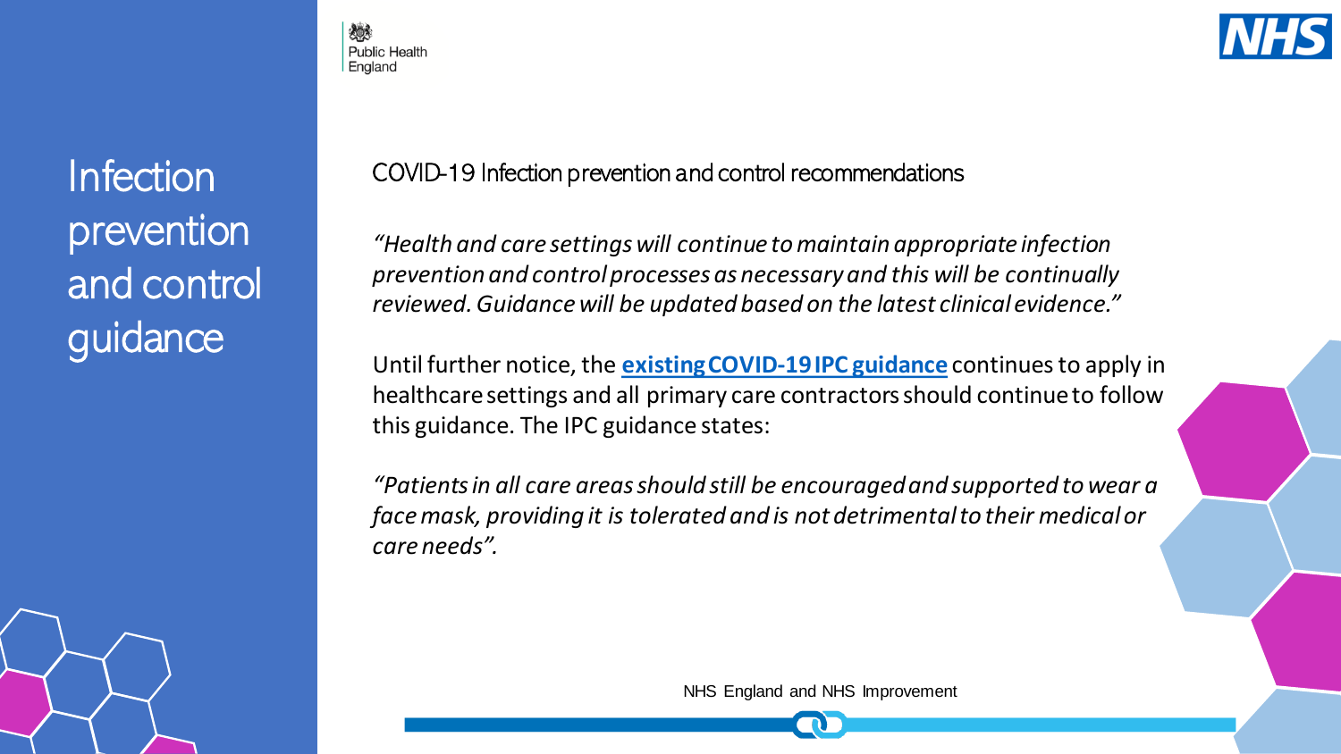# Infection prevention and control guidance

## COVID-19 Infection prevention and control recommendations

*"Health and care settings will continue to maintain appropriate infection prevention and control processes as necessary and this will be continually reviewed. Guidance will be updated based on the latest clinical evidence."*

Until further notice, the **existing COVID-19 IPC guidance** continues to apply in healthcare settings and all primary care contractors should continue to follow this guidance. The IPC guidance states:

*"Patients in all care areas should still be encouraged and supported to wear a face mask, providing it is tolerated and is not detrimental to their medical or care needs".*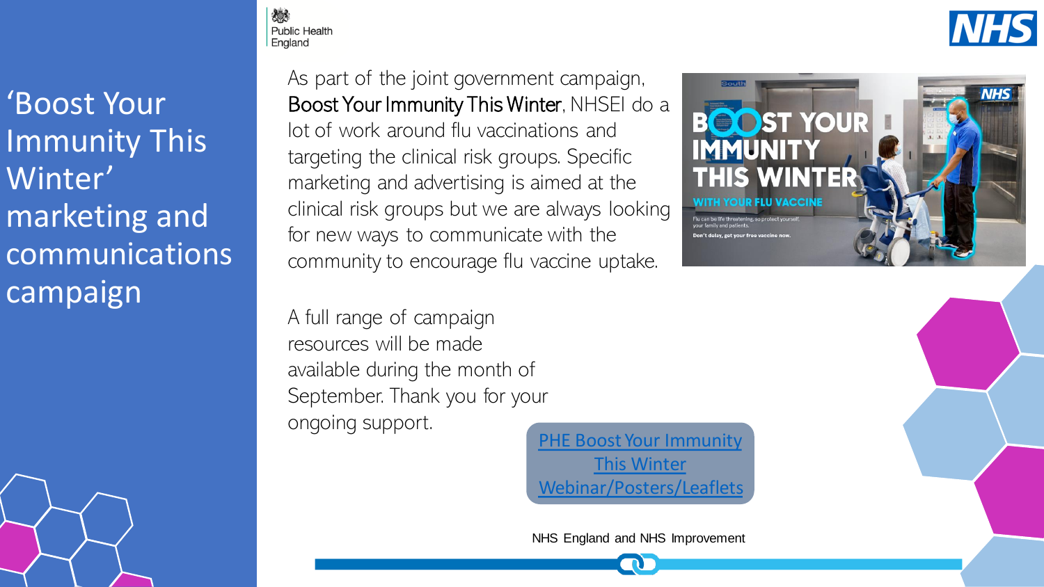# 'Boost Your Immunity This Winter' marketing and communications campaign

Public Health England

As part of the joint government campaign, Boost Your Immunity This Winter, NHSEI do a lot of work around flu vaccinations and targeting the clinical risk groups. Specific marketing and advertising is aimed at the clinical risk groups but we are always looking for new ways to communicate with the community to encourage flu vaccine uptake.

A full range of campaign resources will be made available during the month of September. Thank you for your ongoing support.

PHE Boost Your Immunity This Winter Webinar/Posters/Leaflets

NHS England and NHS Improvement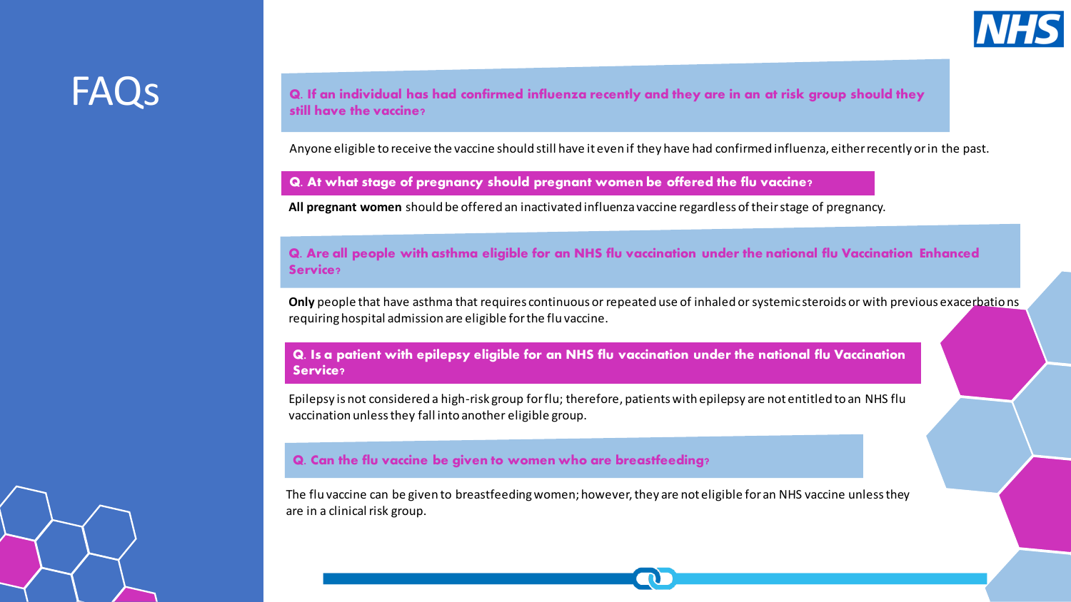# FAQs

**Q. If an individual has had confirmed influenza recently and they are in an at risk group should they still have the vaccine?**

Anyone eligible to receive the vaccine should still have it even if they have had confirmed influenza, either recently or in the past.

**Q. At what stage of pregnancy should pregnant women be offered the flu vaccine?**

**All pregnant women** should be offered an inactivated influenza vaccine regardless of their stage of pregnancy.

**Q. Are all people with asthma eligible for an NHS flu vaccination under the national flu Vaccination Enhanced Service?**

**Only** people that have asthma that requires continuous or repeated use of inhaled or systemic steroids or with previous exacerbations requiring hospital admission are eligible for the flu vaccine.

**Q. Is a patient with epilepsy eligible for an NHS flu vaccination under the national flu Vaccination Service?**

Epilepsy is not considered a high-risk group for flu; therefore, patients with epilepsy are not entitled to an NHS flu vaccination unless they fall into another eligible group.

**Q. Can the flu vaccine be given to women who are breastfeeding?**

The flu vaccine can be given to breastfeeding women; however, they are not eligible for an NHS vaccine unless they are in a clinical risk group.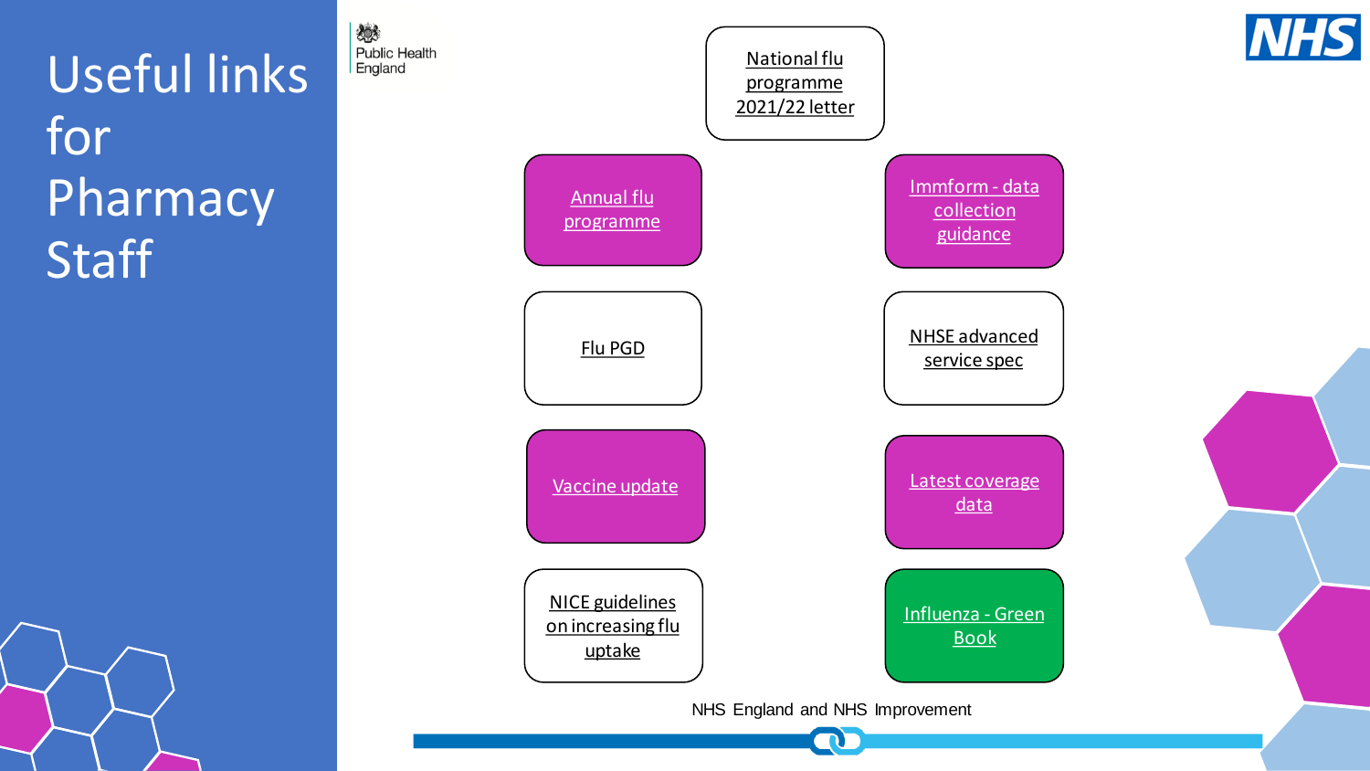# Useful links for Pharmacy Staff

Public Health England

NHS

- National flu programme 2021/22 letter
- Annual flu programme
- Immform - data collection guidance
- Flu PGD
- NHSE advanced service spec
- Vaccine update
- Latest coverage data
- NICE guidelines on increasing flu uptake
- Influenza - Green Book

NHS England and NHS Improvement